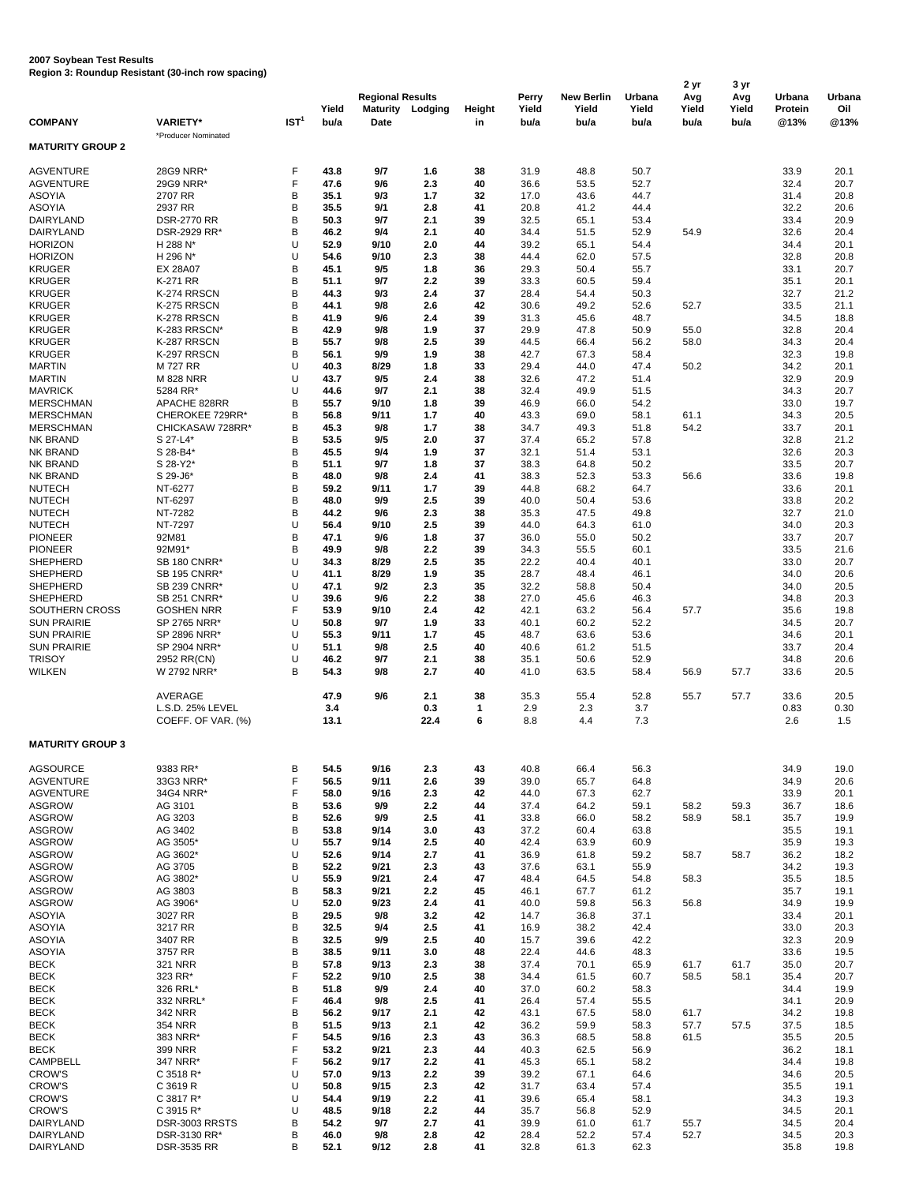**2007 Soybean Test Results**
**Region 3: Roundup Resistant (30-inch row spacing)**

| COMPANY | VARIETY* | IST[1] | Yield bu/a | Regional Results Maturity Date | Lodging | Height in | Perry Yield bu/a | New Berlin Yield bu/a | Urbana Yield bu/a | 2 yr Avg Yield bu/a | 3 yr Avg Yield bu/a | Urbana Protein @13% | Urbana Oil @13% |
|---|---|---|---|---|---|---|---|---|---|---|---|---|---|
| | *Producer Nominated | | | | | | | | | | | | |
| **MATURITY GROUP 2** | | | | | | | | | | | | | |
| AGVENTURE | 28G9 NRR* | F | 43.8 | 9/7 | 1.6 | 38 | 31.9 | 48.8 | 50.7 | | | 33.9 | 20.1 |
| AGVENTURE | 29G9 NRR* | F | 47.6 | 9/6 | 2.3 | 40 | 36.6 | 53.5 | 52.7 | | | 32.4 | 20.7 |
| ASOYIA | 2707 RR | B | 35.1 | 9/3 | 1.7 | 32 | 17.0 | 43.6 | 44.7 | | | 31.4 | 20.8 |
| ASOYIA | 2937 RR | B | 35.5 | 9/1 | 2.8 | 41 | 20.8 | 41.2 | 44.4 | | | 32.2 | 20.6 |
| DAIRYLAND | DSR-2770 RR | B | 50.3 | 9/7 | 2.1 | 39 | 32.5 | 65.1 | 53.4 | | | 33.4 | 20.9 |
| DAIRYLAND | DSR-2929 RR* | B | 46.2 | 9/4 | 2.1 | 40 | 34.4 | 51.5 | 52.9 | 54.9 | | 32.6 | 20.4 |
| HORIZON | H 288 N* | U | 52.9 | 9/10 | 2.0 | 44 | 39.2 | 65.1 | 54.4 | | | 34.4 | 20.1 |
| HORIZON | H 296 N* | U | 54.6 | 9/10 | 2.3 | 38 | 44.4 | 62.0 | 57.5 | | | 32.8 | 20.8 |
| KRUGER | EX 28A07 | B | 45.1 | 9/5 | 1.8 | 36 | 29.3 | 50.4 | 55.7 | | | 33.1 | 20.7 |
| KRUGER | K-271 RR | B | 51.1 | 9/7 | 2.2 | 39 | 33.3 | 60.5 | 59.4 | | | 35.1 | 20.1 |
| KRUGER | K-274 RRSCN | B | 44.3 | 9/3 | 2.4 | 37 | 28.4 | 54.4 | 50.3 | | | 32.7 | 21.2 |
| KRUGER | K-275 RRSCN | B | 44.1 | 9/8 | 2.6 | 42 | 30.6 | 49.2 | 52.6 | 52.7 | | 33.5 | 21.1 |
| KRUGER | K-278 RRSCN | B | 41.9 | 9/6 | 2.4 | 39 | 31.3 | 45.6 | 48.7 | | | 34.5 | 18.8 |
| KRUGER | K-283 RRSCN* | B | 42.9 | 9/8 | 1.9 | 37 | 29.9 | 47.8 | 50.9 | 55.0 | | 32.8 | 20.4 |
| KRUGER | K-287 RRSCN | B | 55.7 | 9/8 | 2.5 | 39 | 44.5 | 66.4 | 56.2 | 58.0 | | 34.3 | 20.4 |
| KRUGER | K-297 RRSCN | B | 56.1 | 9/9 | 1.9 | 38 | 42.7 | 67.3 | 58.4 | | | 32.3 | 19.8 |
| MARTIN | M 727 RR | U | 40.3 | 8/29 | 1.8 | 33 | 29.4 | 44.0 | 47.4 | 50.2 | | 34.2 | 20.1 |
| MARTIN | M 828 NRR | U | 43.7 | 9/5 | 2.4 | 38 | 32.6 | 47.2 | 51.4 | | | 32.9 | 20.9 |
| MAVRICK | 5284 RR* | U | 44.6 | 9/7 | 2.1 | 38 | 32.4 | 49.9 | 51.5 | | | 34.3 | 20.7 |
| MERSCHMAN | APACHE 828RR | B | 55.7 | 9/10 | 1.8 | 39 | 46.9 | 66.0 | 54.2 | | | 33.0 | 19.7 |
| MERSCHMAN | CHEROKEE 729RR* | B | 56.8 | 9/11 | 1.7 | 40 | 43.3 | 69.0 | 58.1 | 61.1 | | 34.3 | 20.5 |
| MERSCHMAN | CHICKASAW 728RR* | B | 45.3 | 9/8 | 1.7 | 38 | 34.7 | 49.3 | 51.8 | 54.2 | | 33.7 | 20.1 |
| NK BRAND | S 27-L4* | B | 53.5 | 9/5 | 2.0 | 37 | 37.4 | 65.2 | 57.8 | | | 32.8 | 21.2 |
| NK BRAND | S 28-B4* | B | 45.5 | 9/4 | 1.9 | 37 | 32.1 | 51.4 | 53.1 | | | 32.6 | 20.3 |
| NK BRAND | S 28-Y2* | B | 51.1 | 9/7 | 1.8 | 37 | 38.3 | 64.8 | 50.2 | | | 33.5 | 20.7 |
| NK BRAND | S 29-J6* | B | 48.0 | 9/8 | 2.4 | 41 | 38.3 | 52.3 | 53.3 | 56.6 | | 33.6 | 19.8 |
| NUTECH | NT-6277 | B | 59.2 | 9/11 | 1.7 | 39 | 44.8 | 68.2 | 64.7 | | | 33.6 | 20.1 |
| NUTECH | NT-6297 | B | 48.0 | 9/9 | 2.5 | 39 | 40.0 | 50.4 | 53.6 | | | 33.8 | 20.2 |
| NUTECH | NT-7282 | B | 44.2 | 9/6 | 2.3 | 38 | 35.3 | 47.5 | 49.8 | | | 32.7 | 21.0 |
| NUTECH | NT-7297 | U | 56.4 | 9/10 | 2.5 | 39 | 44.0 | 64.3 | 61.0 | | | 34.0 | 20.3 |
| PIONEER | 92M81 | B | 47.1 | 9/6 | 1.8 | 37 | 36.0 | 55.0 | 50.2 | | | 33.7 | 20.7 |
| PIONEER | 92M91* | B | 49.9 | 9/8 | 2.2 | 39 | 34.3 | 55.5 | 60.1 | | | 33.5 | 21.6 |
| SHEPHERD | SB 180 CNRR* | U | 34.3 | 8/29 | 2.5 | 35 | 22.2 | 40.4 | 40.1 | | | 33.0 | 20.7 |
| SHEPHERD | SB 195 CNRR* | U | 41.1 | 8/29 | 1.9 | 35 | 28.7 | 48.4 | 46.1 | | | 34.0 | 20.6 |
| SHEPHERD | SB 239 CNRR* | U | 47.1 | 9/2 | 2.3 | 35 | 32.2 | 58.8 | 50.4 | | | 34.0 | 20.5 |
| SHEPHERD | SB 251 CNRR* | U | 39.6 | 9/6 | 2.2 | 38 | 27.0 | 45.6 | 46.3 | | | 34.8 | 20.3 |
| SOUTHERN CROSS | GOSHEN NRR | F | 53.9 | 9/10 | 2.4 | 42 | 42.1 | 63.2 | 56.4 | 57.7 | | 35.6 | 19.8 |
| SUN PRAIRIE | SP 2765 NRR* | U | 50.8 | 9/7 | 1.9 | 33 | 40.1 | 60.2 | 52.2 | | | 34.5 | 20.7 |
| SUN PRAIRIE | SP 2896 NRR* | U | 55.3 | 9/11 | 1.7 | 45 | 48.7 | 63.6 | 53.6 | | | 34.6 | 20.1 |
| SUN PRAIRIE | SP 2904 NRR* | U | 51.1 | 9/8 | 2.5 | 40 | 40.6 | 61.2 | 51.5 | | | 33.7 | 20.4 |
| TRISOY | 2952 RR(CN) | U | 46.2 | 9/7 | 2.1 | 38 | 35.1 | 50.6 | 52.9 | | | 34.8 | 20.6 |
| WILKEN | W 2792 NRR* | B | 54.3 | 9/8 | 2.7 | 40 | 41.0 | 63.5 | 58.4 | 56.9 | 57.7 | 33.6 | 20.5 |
| | AVERAGE | | 47.9 | 9/6 | 2.1 | 38 | 35.3 | 55.4 | 52.8 | 55.7 | 57.7 | 33.6 | 20.5 |
| | L.S.D. 25% LEVEL | | 3.4 | | 0.3 | 1 | 2.9 | 2.3 | 3.7 | | | 0.83 | 0.30 |
| | COEFF. OF VAR. (%) | | 13.1 | | 22.4 | 6 | 8.8 | 4.4 | 7.3 | | | 2.6 | 1.5 |
| **MATURITY GROUP 3** | | | | | | | | | | | | | |
| AGSOURCE | 9383 RR* | B | 54.5 | 9/16 | 2.3 | 43 | 40.8 | 66.4 | 56.3 | | | 34.9 | 19.0 |
| AGVENTURE | 33G3 NRR* | F | 56.5 | 9/11 | 2.6 | 39 | 39.0 | 65.7 | 64.8 | | | 34.9 | 20.6 |
| AGVENTURE | 34G4 NRR* | F | 58.0 | 9/16 | 2.3 | 42 | 44.0 | 67.3 | 62.7 | | | 33.9 | 20.1 |
| ASGROW | AG 3101 | B | 53.6 | 9/9 | 2.2 | 44 | 37.4 | 64.2 | 59.1 | 58.2 | 59.3 | 36.7 | 18.6 |
| ASGROW | AG 3203 | B | 52.6 | 9/9 | 2.5 | 41 | 33.8 | 66.0 | 58.2 | 58.9 | 58.1 | 35.7 | 19.9 |
| ASGROW | AG 3402 | B | 53.8 | 9/14 | 3.0 | 43 | 37.2 | 60.4 | 63.8 | | | 35.5 | 19.1 |
| ASGROW | AG 3505* | U | 55.7 | 9/14 | 2.5 | 40 | 42.4 | 63.9 | 60.9 | | | 35.9 | 19.3 |
| ASGROW | AG 3602* | U | 52.6 | 9/14 | 2.7 | 41 | 36.9 | 61.8 | 59.2 | 58.7 | 58.7 | 36.2 | 18.2 |
| ASGROW | AG 3705 | B | 52.2 | 9/21 | 2.3 | 43 | 37.6 | 63.1 | 55.9 | | | 34.2 | 19.3 |
| ASGROW | AG 3802* | U | 55.9 | 9/21 | 2.4 | 47 | 48.4 | 64.5 | 54.8 | 58.3 | | 35.5 | 18.5 |
| ASGROW | AG 3803 | B | 58.3 | 9/21 | 2.2 | 45 | 46.1 | 67.7 | 61.2 | | | 35.7 | 19.1 |
| ASGROW | AG 3906* | U | 52.0 | 9/23 | 2.4 | 41 | 40.0 | 59.8 | 56.3 | 56.8 | | 34.9 | 19.9 |
| ASOYIA | 3027 RR | B | 29.5 | 9/8 | 3.2 | 42 | 14.7 | 36.8 | 37.1 | | | 33.4 | 20.1 |
| ASOYIA | 3217 RR | B | 32.5 | 9/4 | 2.5 | 41 | 16.9 | 38.2 | 42.4 | | | 33.0 | 20.3 |
| ASOYIA | 3407 RR | B | 32.5 | 9/9 | 2.5 | 40 | 15.7 | 39.6 | 42.2 | | | 32.3 | 20.9 |
| ASOYIA | 3757 RR | B | 38.5 | 9/11 | 3.0 | 48 | 22.4 | 44.6 | 48.3 | | | 33.6 | 19.5 |
| BECK | 321 NRR | B | 57.8 | 9/13 | 2.3 | 38 | 37.4 | 70.1 | 65.9 | 61.7 | 61.7 | 35.0 | 20.7 |
| BECK | 323 RR* | F | 52.2 | 9/10 | 2.5 | 38 | 34.4 | 61.5 | 60.7 | 58.5 | 58.1 | 35.4 | 20.7 |
| BECK | 326 RRL* | B | 51.8 | 9/9 | 2.4 | 40 | 37.0 | 60.2 | 58.3 | | | 34.4 | 19.9 |
| BECK | 332 NRRL* | F | 46.4 | 9/8 | 2.5 | 41 | 26.4 | 57.4 | 55.5 | | | 34.1 | 20.9 |
| BECK | 342 NRR | B | 56.2 | 9/17 | 2.1 | 42 | 43.1 | 67.5 | 58.0 | 61.7 | | 34.2 | 19.8 |
| BECK | 354 NRR | B | 51.5 | 9/13 | 2.1 | 42 | 36.2 | 59.9 | 58.3 | 57.7 | 57.5 | 37.5 | 18.5 |
| BECK | 383 NRR* | F | 54.5 | 9/16 | 2.3 | 43 | 36.3 | 68.5 | 58.8 | 61.5 | | 35.5 | 20.5 |
| BECK | 399 NRR | F | 53.2 | 9/21 | 2.3 | 44 | 40.3 | 62.5 | 56.9 | | | 36.2 | 18.1 |
| CAMPBELL | 347 NRR* | F | 56.2 | 9/17 | 2.2 | 41 | 45.3 | 65.1 | 58.2 | | | 34.4 | 19.8 |
| CROW'S | C 3518 R* | U | 57.0 | 9/13 | 2.2 | 39 | 39.2 | 67.1 | 64.6 | | | 34.6 | 20.5 |
| CROW'S | C 3619 R | U | 50.8 | 9/15 | 2.3 | 42 | 31.7 | 63.4 | 57.4 | | | 35.5 | 19.1 |
| CROW'S | C 3817 R* | U | 54.4 | 9/19 | 2.2 | 41 | 39.6 | 65.4 | 58.1 | | | 34.3 | 19.3 |
| CROW'S | C 3915 R* | U | 48.5 | 9/18 | 2.2 | 44 | 35.7 | 56.8 | 52.9 | | | 34.5 | 20.1 |
| DAIRYLAND | DSR-3003 RRSTS | B | 54.2 | 9/7 | 2.7 | 41 | 39.9 | 61.0 | 61.7 | 55.7 | | 34.5 | 20.4 |
| DAIRYLAND | DSR-3130 RR* | B | 46.0 | 9/8 | 2.8 | 42 | 28.4 | 52.2 | 57.4 | 52.7 | | 34.5 | 20.3 |
| DAIRYLAND | DSR-3535 RR | B | 52.1 | 9/12 | 2.8 | 41 | 32.8 | 61.3 | 62.3 | | | 35.8 | 19.8 |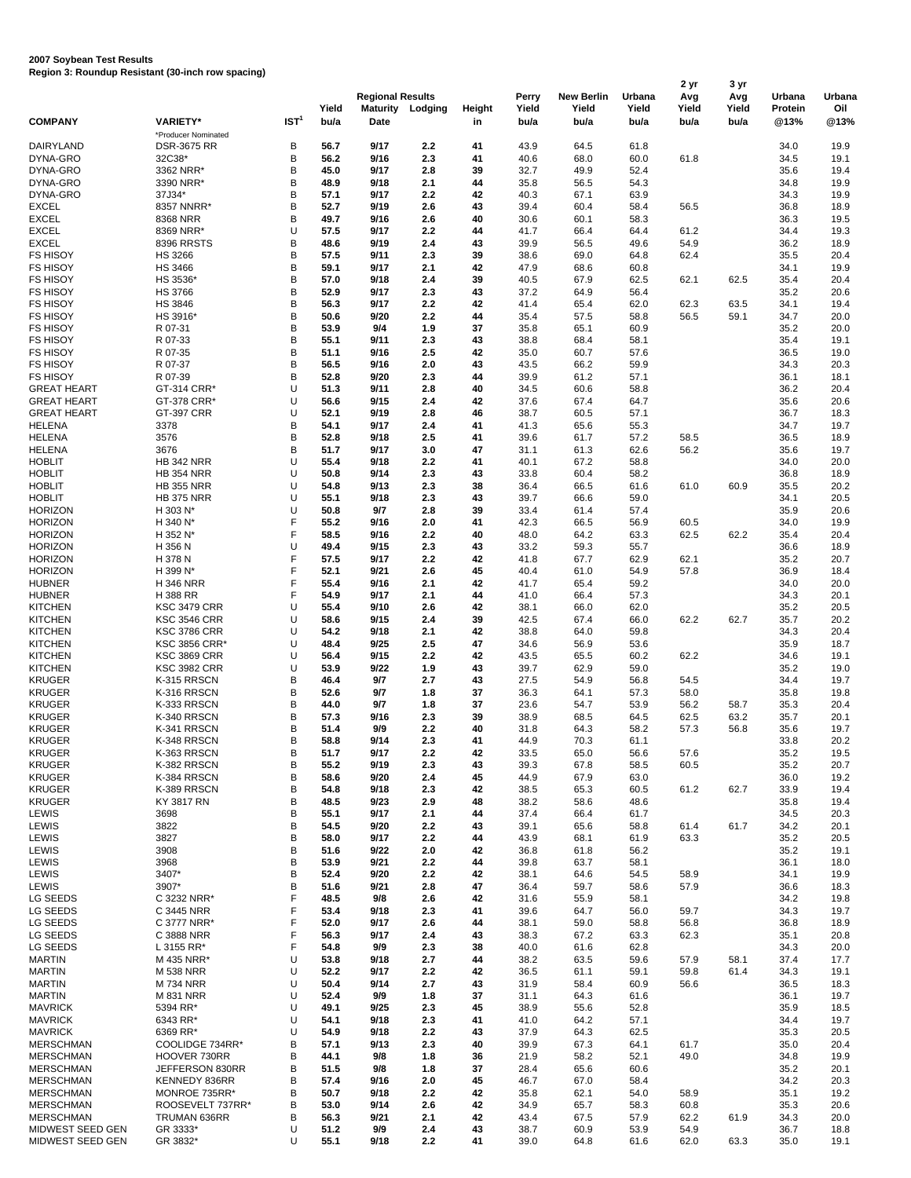**2007 Soybean Test Results**
**Region 3: Roundup Resistant (30-inch row spacing)**

| COMPANY | VARIETY* | IST[1] | Yield bu/a | Regional Results Maturity Date | Lodging | Height in | Perry Yield bu/a | New Berlin Yield bu/a | Urbana Yield bu/a | 2 yr Avg Yield bu/a | 3 yr Avg Yield bu/a | Urbana Protein @13% | Urbana Oil @13% |
|---|---|---|---|---|---|---|---|---|---|---|---|---|---|
| | *Producer Nominated | | | | | | | | | | | | |
| DAIRYLAND | DSR-3675 RR | B | 56.7 | 9/17 | 2.2 | 41 | 43.9 | 64.5 | 61.8 | | | 34.0 | 19.9 |
| DYNA-GRO | 32C38* | B | 56.2 | 9/16 | 2.3 | 41 | 40.6 | 68.0 | 60.0 | 61.8 | | 34.5 | 19.1 |
| DYNA-GRO | 3362 NRR* | B | 45.0 | 9/17 | 2.8 | 39 | 32.7 | 49.9 | 52.4 | | | 35.6 | 19.4 |
| DYNA-GRO | 3390 NRR* | B | 48.9 | 9/18 | 2.1 | 44 | 35.8 | 56.5 | 54.3 | | | 34.8 | 19.9 |
| DYNA-GRO | 37J34* | B | 57.1 | 9/17 | 2.2 | 42 | 40.3 | 67.1 | 63.9 | | | 34.3 | 19.9 |
| EXCEL | 8357 NNRR* | B | 52.7 | 9/19 | 2.6 | 43 | 39.4 | 60.4 | 58.4 | 56.5 | | 36.8 | 18.9 |
| EXCEL | 8368 NRR | B | 49.7 | 9/16 | 2.6 | 40 | 30.6 | 60.1 | 58.3 | | | 36.3 | 19.5 |
| EXCEL | 8369 NRR* | U | 57.5 | 9/17 | 2.2 | 44 | 41.7 | 66.4 | 64.4 | 61.2 | | 34.4 | 19.3 |
| EXCEL | 8396 RRSTS | B | 48.6 | 9/19 | 2.4 | 43 | 39.9 | 56.5 | 49.6 | 54.9 | | 36.2 | 18.9 |
| FS HISOY | HS 3266 | B | 57.5 | 9/11 | 2.3 | 39 | 38.6 | 69.0 | 64.8 | 62.4 | | 35.5 | 20.4 |
| FS HISOY | HS 3466 | B | 59.1 | 9/17 | 2.1 | 42 | 47.9 | 68.6 | 60.8 | | | 34.1 | 19.9 |
| FS HISOY | HS 3536* | B | 57.0 | 9/18 | 2.4 | 39 | 40.5 | 67.9 | 62.5 | 62.1 | 62.5 | 35.4 | 20.4 |
| FS HISOY | HS 3766 | B | 52.9 | 9/17 | 2.3 | 43 | 37.2 | 64.9 | 56.4 | | | 35.2 | 20.6 |
| FS HISOY | HS 3846 | B | 56.3 | 9/17 | 2.2 | 42 | 41.4 | 65.4 | 62.0 | 62.3 | 63.5 | 34.1 | 19.4 |
| FS HISOY | HS 3916* | B | 50.6 | 9/20 | 2.2 | 44 | 35.4 | 57.5 | 58.8 | 56.5 | 59.1 | 34.7 | 20.0 |
| FS HISOY | R 07-31 | B | 53.9 | 9/4 | 1.9 | 37 | 35.8 | 65.1 | 60.9 | | | 35.2 | 20.0 |
| FS HISOY | R 07-33 | B | 55.1 | 9/11 | 2.3 | 43 | 38.8 | 68.4 | 58.1 | | | 35.4 | 19.1 |
| FS HISOY | R 07-35 | B | 51.1 | 9/16 | 2.5 | 42 | 35.0 | 60.7 | 57.6 | | | 36.5 | 19.0 |
| FS HISOY | R 07-37 | B | 56.5 | 9/16 | 2.0 | 43 | 43.5 | 66.2 | 59.9 | | | 34.3 | 20.3 |
| FS HISOY | R 07-39 | B | 52.8 | 9/20 | 2.3 | 44 | 39.9 | 61.2 | 57.1 | | | 36.1 | 18.1 |
| GREAT HEART | GT-314 CRR* | U | 51.3 | 9/11 | 2.8 | 40 | 34.5 | 60.6 | 58.8 | | | 36.2 | 20.4 |
| GREAT HEART | GT-378 CRR* | U | 56.6 | 9/15 | 2.4 | 42 | 37.6 | 67.4 | 64.7 | | | 35.6 | 20.6 |
| GREAT HEART | GT-397 CRR | U | 52.1 | 9/19 | 2.8 | 46 | 38.7 | 60.5 | 57.1 | | | 36.7 | 18.3 |
| HELENA | 3378 | B | 54.1 | 9/17 | 2.4 | 41 | 41.3 | 65.6 | 55.3 | | | 34.7 | 19.7 |
| HELENA | 3576 | B | 52.8 | 9/18 | 2.5 | 41 | 39.6 | 61.7 | 57.2 | 58.5 | | 36.5 | 18.9 |
| HELENA | 3676 | B | 51.7 | 9/17 | 3.0 | 47 | 31.1 | 61.3 | 62.6 | 56.2 | | 35.6 | 19.7 |
| HOBLIT | HB 342 NRR | U | 55.4 | 9/18 | 2.2 | 41 | 40.1 | 67.2 | 58.8 | | | 34.0 | 20.0 |
| HOBLIT | HB 354 NRR | U | 50.8 | 9/14 | 2.3 | 43 | 33.8 | 60.4 | 58.2 | | | 36.8 | 18.9 |
| HOBLIT | HB 355 NRR | U | 54.8 | 9/13 | 2.3 | 38 | 36.4 | 66.5 | 61.6 | 61.0 | 60.9 | 35.5 | 20.2 |
| HOBLIT | HB 375 NRR | U | 55.1 | 9/18 | 2.3 | 43 | 39.7 | 66.6 | 59.0 | | | 34.1 | 20.5 |
| HORIZON | H 303 N* | U | 50.8 | 9/7 | 2.8 | 39 | 33.4 | 61.4 | 57.4 | | | 35.9 | 20.6 |
| HORIZON | H 340 N* | F | 55.2 | 9/16 | 2.0 | 41 | 42.3 | 66.5 | 56.9 | 60.5 | | 34.0 | 19.9 |
| HORIZON | H 352 N* | F | 58.5 | 9/16 | 2.2 | 40 | 48.0 | 64.2 | 63.3 | 62.5 | 62.2 | 35.4 | 20.4 |
| HORIZON | H 356 N | U | 49.4 | 9/15 | 2.3 | 43 | 33.2 | 59.3 | 55.7 | | | 36.6 | 18.9 |
| HORIZON | H 378 N | F | 57.5 | 9/17 | 2.2 | 42 | 41.8 | 67.7 | 62.9 | 62.1 | | 35.2 | 20.7 |
| HORIZON | H 399 N* | F | 52.1 | 9/21 | 2.6 | 45 | 40.4 | 61.0 | 54.9 | 57.8 | | 36.9 | 18.4 |
| HUBNER | H 346 NRR | F | 55.4 | 9/16 | 2.1 | 42 | 41.7 | 65.4 | 59.2 | | | 34.0 | 20.0 |
| HUBNER | H 388 RR | F | 54.9 | 9/17 | 2.1 | 44 | 41.0 | 66.4 | 57.3 | | | 34.3 | 20.1 |
| KITCHEN | KSC 3479 CRR | U | 55.4 | 9/10 | 2.6 | 42 | 38.1 | 66.0 | 62.0 | | | 35.2 | 20.5 |
| KITCHEN | KSC 3546 CRR | U | 58.6 | 9/15 | 2.4 | 39 | 42.5 | 67.4 | 66.0 | 62.2 | 62.7 | 35.7 | 20.2 |
| KITCHEN | KSC 3786 CRR | U | 54.2 | 9/18 | 2.1 | 42 | 38.8 | 64.0 | 59.8 | | | 34.3 | 20.4 |
| KITCHEN | KSC 3856 CRR* | U | 48.4 | 9/25 | 2.5 | 47 | 34.6 | 56.9 | 53.6 | | | 35.9 | 18.7 |
| KITCHEN | KSC 3869 CRR | U | 56.4 | 9/15 | 2.2 | 42 | 43.5 | 65.5 | 60.2 | 62.2 | | 34.6 | 19.1 |
| KITCHEN | KSC 3982 CRR | U | 53.9 | 9/22 | 1.9 | 43 | 39.7 | 62.9 | 59.0 | | | 35.2 | 19.0 |
| KRUGER | K-315 RRSCN | B | 46.4 | 9/7 | 2.7 | 43 | 27.5 | 54.9 | 56.8 | 54.5 | | 34.4 | 19.7 |
| KRUGER | K-316 RRSCN | B | 52.6 | 9/7 | 1.8 | 37 | 36.3 | 64.1 | 57.3 | 58.0 | | 35.8 | 19.8 |
| KRUGER | K-333 RRSCN | B | 44.0 | 9/7 | 1.8 | 37 | 23.6 | 54.7 | 53.9 | 56.2 | 58.7 | 35.3 | 20.4 |
| KRUGER | K-340 RRSCN | B | 57.3 | 9/16 | 2.3 | 39 | 38.9 | 68.5 | 64.5 | 62.5 | 63.2 | 35.7 | 20.1 |
| KRUGER | K-341 RRSCN | B | 51.4 | 9/9 | 2.2 | 40 | 31.8 | 64.3 | 58.2 | 57.3 | 56.8 | 35.6 | 19.7 |
| KRUGER | K-348 RRSCN | B | 58.8 | 9/14 | 2.3 | 41 | 44.9 | 70.3 | 61.1 | | | 33.8 | 20.2 |
| KRUGER | K-363 RRSCN | B | 51.7 | 9/17 | 2.2 | 42 | 33.5 | 65.0 | 56.6 | 57.6 | | 35.2 | 19.5 |
| KRUGER | K-382 RRSCN | B | 55.2 | 9/19 | 2.3 | 43 | 39.3 | 67.8 | 58.5 | 60.5 | | 35.2 | 20.7 |
| KRUGER | K-384 RRSCN | B | 58.6 | 9/20 | 2.4 | 45 | 44.9 | 67.9 | 63.0 | | | 36.0 | 19.2 |
| KRUGER | K-389 RRSCN | B | 54.8 | 9/18 | 2.3 | 42 | 38.5 | 65.3 | 60.5 | 61.2 | 62.7 | 33.9 | 19.4 |
| KRUGER | KY 3817 RN | B | 48.5 | 9/23 | 2.9 | 48 | 38.2 | 58.6 | 48.6 | | | 35.8 | 19.4 |
| LEWIS | 3698 | B | 55.1 | 9/17 | 2.1 | 44 | 37.4 | 66.4 | 61.7 | | | 34.5 | 20.3 |
| LEWIS | 3822 | B | 54.5 | 9/20 | 2.2 | 43 | 39.1 | 65.6 | 58.8 | 61.4 | 61.7 | 34.2 | 20.1 |
| LEWIS | 3827 | B | 58.0 | 9/17 | 2.2 | 44 | 43.9 | 68.1 | 61.9 | 63.3 | | 35.2 | 20.5 |
| LEWIS | 3908 | B | 51.6 | 9/22 | 2.0 | 42 | 36.8 | 61.8 | 56.2 | | | 35.2 | 19.1 |
| LEWIS | 3968 | B | 53.9 | 9/21 | 2.2 | 44 | 39.8 | 63.7 | 58.1 | | | 36.1 | 18.0 |
| LEWIS | 3407* | B | 52.4 | 9/20 | 2.2 | 42 | 38.1 | 64.6 | 54.5 | 58.9 | | 34.1 | 19.9 |
| LEWIS | 3907* | B | 51.6 | 9/21 | 2.8 | 47 | 36.4 | 59.7 | 58.6 | 57.9 | | 36.6 | 18.3 |
| LG SEEDS | C 3232 NRR* | F | 48.5 | 9/8 | 2.6 | 42 | 31.6 | 55.9 | 58.1 | | | 34.2 | 19.8 |
| LG SEEDS | C 3445 NRR | F | 53.4 | 9/18 | 2.3 | 41 | 39.6 | 64.7 | 56.0 | 59.7 | | 34.3 | 19.7 |
| LG SEEDS | C 3777 NRR* | F | 52.0 | 9/17 | 2.6 | 44 | 38.1 | 59.0 | 58.8 | 56.8 | | 36.8 | 18.9 |
| LG SEEDS | C 3888 NRR | F | 56.3 | 9/17 | 2.4 | 43 | 38.3 | 67.2 | 63.3 | 62.3 | | 35.1 | 20.8 |
| LG SEEDS | L 3155 RR* | F | 54.8 | 9/9 | 2.3 | 38 | 40.0 | 61.6 | 62.8 | | | 34.3 | 20.0 |
| MARTIN | M 435 NRR* | U | 53.8 | 9/18 | 2.7 | 44 | 38.2 | 63.5 | 59.6 | 57.9 | 58.1 | 37.4 | 17.7 |
| MARTIN | M 538 NRR | U | 52.2 | 9/17 | 2.2 | 42 | 36.5 | 61.1 | 59.1 | 59.8 | 61.4 | 34.3 | 19.1 |
| MARTIN | M 734 NRR | U | 50.4 | 9/14 | 2.7 | 43 | 31.9 | 58.4 | 60.9 | 56.6 | | 36.5 | 18.3 |
| MARTIN | M 831 NRR | U | 52.4 | 9/9 | 1.8 | 37 | 31.1 | 64.3 | 61.6 | | | 36.1 | 19.7 |
| MAVRICK | 5394 RR* | U | 49.1 | 9/25 | 2.3 | 45 | 38.9 | 55.6 | 52.8 | | | 35.9 | 18.5 |
| MAVRICK | 6343 RR* | U | 54.1 | 9/18 | 2.3 | 41 | 41.0 | 64.2 | 57.1 | | | 34.4 | 19.7 |
| MAVRICK | 6369 RR* | U | 54.9 | 9/18 | 2.2 | 43 | 37.9 | 64.3 | 62.5 | | | 35.3 | 20.5 |
| MERSCHMAN | COOLIDGE 734RR* | B | 57.1 | 9/13 | 2.3 | 40 | 39.9 | 67.3 | 64.1 | 61.7 | | 35.0 | 20.4 |
| MERSCHMAN | HOOVER 730RR | B | 44.1 | 9/8 | 1.8 | 36 | 21.9 | 58.2 | 52.1 | 49.0 | | 34.8 | 19.9 |
| MERSCHMAN | JEFFERSON 830RR | B | 51.5 | 9/8 | 1.8 | 37 | 28.4 | 65.6 | 60.6 | | | 35.2 | 20.1 |
| MERSCHMAN | KENNEDY 836RR | B | 57.4 | 9/16 | 2.0 | 45 | 46.7 | 67.0 | 58.4 | | | 34.2 | 20.3 |
| MERSCHMAN | MONROE 735RR* | B | 50.7 | 9/18 | 2.2 | 42 | 35.8 | 62.1 | 54.0 | 58.9 | | 35.1 | 19.2 |
| MERSCHMAN | ROOSEVELT 737RR* | B | 53.0 | 9/14 | 2.6 | 42 | 34.9 | 65.7 | 58.3 | 60.8 | | 35.3 | 20.6 |
| MERSCHMAN | TRUMAN 636RR | B | 56.3 | 9/21 | 2.1 | 42 | 43.4 | 67.5 | 57.9 | 62.2 | 61.9 | 34.3 | 20.0 |
| MIDWEST SEED GEN | GR 3333* | U | 51.2 | 9/9 | 2.4 | 43 | 38.7 | 60.9 | 53.9 | 54.9 | | 36.7 | 18.8 |
| MIDWEST SEED GEN | GR 3832* | U | 55.1 | 9/18 | 2.2 | 41 | 39.0 | 64.8 | 61.6 | 62.0 | 63.3 | 35.0 | 19.1 |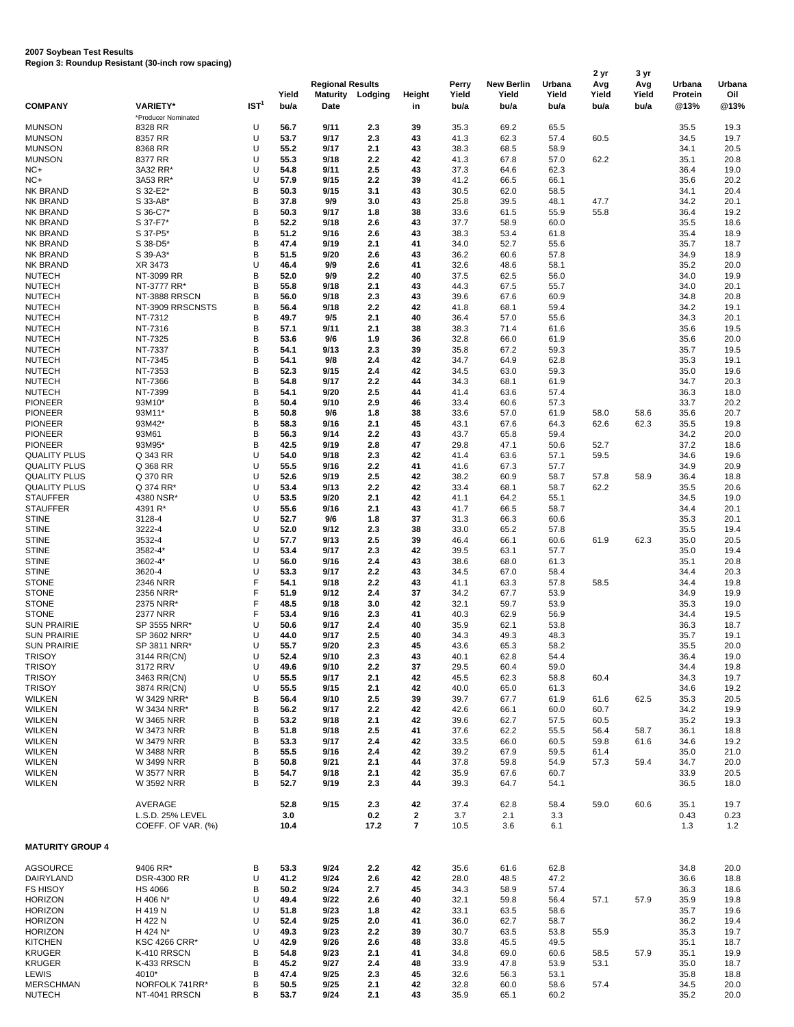**2007 Soybean Test Results**
**Region 3: Roundup Resistant (30-inch row spacing)**

| COMPANY | VARIETY* | IST[1] | Regional Results Yield bu/a | Maturity Date | Lodging | Height in | Perry Yield bu/a | New Berlin Yield bu/a | Urbana Yield bu/a | 2 yr Avg Yield bu/a | 3 yr Avg Yield bu/a | Urbana Protein @13% | Urbana Oil @13% |
|---|---|---|---|---|---|---|---|---|---|---|---|---|---|
| | *Producer Nominated | | | | | | | | | | | | |
| MUNSON | 8328 RR | U | 56.7 | 9/11 | 2.3 | 39 | 35.3 | 69.2 | 65.5 | | | 35.5 | 19.3 |
| MUNSON | 8357 RR | U | 53.7 | 9/17 | 2.3 | 43 | 41.3 | 62.3 | 57.4 | 60.5 | | 34.5 | 19.7 |
| MUNSON | 8368 RR | U | 55.2 | 9/17 | 2.1 | 43 | 38.3 | 68.5 | 58.9 | | | 34.1 | 20.5 |
| MUNSON | 8377 RR | U | 55.3 | 9/18 | 2.2 | 42 | 41.3 | 67.8 | 57.0 | 62.2 | | 35.1 | 20.8 |
| NC+ | 3A32 RR* | U | 54.8 | 9/11 | 2.5 | 43 | 37.3 | 64.6 | 62.3 | | | 36.4 | 19.0 |
| NC+ | 3A53 RR* | U | 57.9 | 9/15 | 2.2 | 39 | 41.2 | 66.5 | 66.1 | | | 35.6 | 20.2 |
| NK BRAND | S 32-E2* | B | 50.3 | 9/15 | 3.1 | 43 | 30.5 | 62.0 | 58.5 | | | 34.1 | 20.4 |
| NK BRAND | S 33-A8* | B | 37.8 | 9/9 | 3.0 | 43 | 25.8 | 39.5 | 48.1 | 47.7 | | 34.2 | 20.1 |
| NK BRAND | S 36-C7* | B | 50.3 | 9/17 | 1.8 | 38 | 33.6 | 61.5 | 55.9 | 55.8 | | 36.4 | 19.2 |
| NK BRAND | S 37-F7* | B | 52.2 | 9/18 | 2.6 | 43 | 37.7 | 58.9 | 60.0 | | | 35.5 | 18.6 |
| NK BRAND | S 37-P5* | B | 51.2 | 9/16 | 2.6 | 43 | 38.3 | 53.4 | 61.8 | | | 35.4 | 18.9 |
| NK BRAND | S 38-D5* | B | 47.4 | 9/19 | 2.1 | 41 | 34.0 | 52.7 | 55.6 | | | 35.7 | 18.7 |
| NK BRAND | S 39-A3* | B | 51.5 | 9/20 | 2.6 | 43 | 36.2 | 60.6 | 57.8 | | | 34.9 | 18.9 |
| NK BRAND | XR 3473 | U | 46.4 | 9/9 | 2.6 | 41 | 32.6 | 48.6 | 58.1 | | | 35.2 | 20.0 |
| NUTECH | NT-3099 RR | B | 52.0 | 9/9 | 2.2 | 40 | 37.5 | 62.5 | 56.0 | | | 34.0 | 19.9 |
| NUTECH | NT-3777 RR* | B | 55.8 | 9/18 | 2.1 | 43 | 44.3 | 67.5 | 55.7 | | | 34.0 | 20.1 |
| NUTECH | NT-3888 RRSCN | B | 56.0 | 9/18 | 2.3 | 43 | 39.6 | 67.6 | 60.9 | | | 34.8 | 20.8 |
| NUTECH | NT-3909 RRSCNSTS | B | 56.4 | 9/18 | 2.2 | 42 | 41.8 | 68.1 | 59.4 | | | 34.2 | 19.1 |
| NUTECH | NT-7312 | B | 49.7 | 9/5 | 2.1 | 40 | 36.4 | 57.0 | 55.6 | | | 34.3 | 20.1 |
| NUTECH | NT-7316 | B | 57.1 | 9/11 | 2.1 | 38 | 38.3 | 71.4 | 61.6 | | | 35.6 | 19.5 |
| NUTECH | NT-7325 | B | 53.6 | 9/6 | 1.9 | 36 | 32.8 | 66.0 | 61.9 | | | 35.6 | 20.0 |
| NUTECH | NT-7337 | B | 54.1 | 9/13 | 2.3 | 39 | 35.8 | 67.2 | 59.3 | | | 35.7 | 19.5 |
| NUTECH | NT-7345 | B | 54.1 | 9/8 | 2.4 | 42 | 34.7 | 64.9 | 62.8 | | | 35.3 | 19.1 |
| NUTECH | NT-7353 | B | 52.3 | 9/15 | 2.4 | 42 | 34.5 | 63.0 | 59.3 | | | 35.0 | 19.6 |
| NUTECH | NT-7366 | B | 54.8 | 9/17 | 2.2 | 44 | 34.3 | 68.1 | 61.9 | | | 34.7 | 20.3 |
| NUTECH | NT-7399 | B | 54.1 | 9/20 | 2.5 | 44 | 41.4 | 63.6 | 57.4 | | | 36.3 | 18.0 |
| PIONEER | 93M10* | B | 50.4 | 9/10 | 2.9 | 46 | 33.4 | 60.6 | 57.3 | | | 33.7 | 20.2 |
| PIONEER | 93M11* | B | 50.8 | 9/6 | 1.8 | 38 | 33.6 | 57.0 | 61.9 | 58.0 | 58.6 | 35.6 | 20.7 |
| PIONEER | 93M42* | B | 58.3 | 9/16 | 2.1 | 45 | 43.1 | 67.6 | 64.3 | 62.6 | 62.3 | 35.5 | 19.8 |
| PIONEER | 93M61 | B | 56.3 | 9/14 | 2.2 | 43 | 43.7 | 65.8 | 59.4 | | | 34.2 | 20.0 |
| PIONEER | 93M95* | B | 42.5 | 9/19 | 2.8 | 47 | 29.8 | 47.1 | 50.6 | 52.7 | | 37.2 | 18.6 |
| QUALITY PLUS | Q 343 RR | U | 54.0 | 9/18 | 2.3 | 42 | 41.4 | 63.6 | 57.1 | 59.5 | | 34.6 | 19.6 |
| QUALITY PLUS | Q 368 RR | U | 55.5 | 9/16 | 2.2 | 41 | 41.6 | 67.3 | 57.7 | | | 34.9 | 20.9 |
| QUALITY PLUS | Q 370 RR | U | 52.6 | 9/19 | 2.5 | 42 | 38.2 | 60.9 | 58.7 | 57.8 | 58.9 | 36.4 | 18.8 |
| QUALITY PLUS | Q 374 RR* | U | 53.4 | 9/13 | 2.2 | 42 | 33.4 | 68.1 | 58.7 | 62.2 | | 35.5 | 20.6 |
| STAUFFER | 4380 NSR* | U | 53.5 | 9/20 | 2.1 | 42 | 41.1 | 64.2 | 55.1 | | | 34.5 | 19.0 |
| STAUFFER | 4391 R* | U | 55.6 | 9/16 | 2.1 | 43 | 41.7 | 66.5 | 58.7 | | | 34.4 | 20.1 |
| STINE | 3128-4 | U | 52.7 | 9/6 | 1.8 | 37 | 31.3 | 66.3 | 60.6 | | | 35.3 | 20.1 |
| STINE | 3222-4 | U | 52.0 | 9/12 | 2.3 | 38 | 33.0 | 65.2 | 57.8 | | | 35.5 | 19.4 |
| STINE | 3532-4 | U | 57.7 | 9/13 | 2.5 | 39 | 46.4 | 66.1 | 60.6 | 61.9 | 62.3 | 35.0 | 20.5 |
| STINE | 3582-4* | U | 53.4 | 9/17 | 2.3 | 42 | 39.5 | 63.1 | 57.7 | | | 35.0 | 19.4 |
| STINE | 3602-4* | U | 56.0 | 9/16 | 2.4 | 43 | 38.6 | 68.0 | 61.3 | | | 35.1 | 20.8 |
| STINE | 3620-4 | U | 53.3 | 9/17 | 2.2 | 43 | 34.5 | 67.0 | 58.4 | | | 34.4 | 20.3 |
| STONE | 2346 NRR | F | 54.1 | 9/18 | 2.2 | 43 | 41.1 | 63.3 | 57.8 | 58.5 | | 34.4 | 19.8 |
| STONE | 2356 NRR* | F | 51.9 | 9/12 | 2.4 | 37 | 34.2 | 67.7 | 53.9 | | | 34.9 | 19.9 |
| STONE | 2375 NRR* | F | 48.5 | 9/18 | 3.0 | 42 | 32.1 | 59.7 | 53.9 | | | 35.3 | 19.0 |
| STONE | 2377 NRR | F | 53.4 | 9/16 | 2.3 | 41 | 40.3 | 62.9 | 56.9 | | | 34.4 | 19.5 |
| SUN PRAIRIE | SP 3555 NRR* | U | 50.6 | 9/17 | 2.4 | 40 | 35.9 | 62.1 | 53.8 | | | 36.3 | 18.7 |
| SUN PRAIRIE | SP 3602 NRR* | U | 44.0 | 9/17 | 2.5 | 40 | 34.3 | 49.3 | 48.3 | | | 35.7 | 19.1 |
| SUN PRAIRIE | SP 3811 NRR* | U | 55.7 | 9/20 | 2.3 | 45 | 43.6 | 65.3 | 58.2 | | | 35.5 | 20.0 |
| TRISOY | 3144 RR(CN) | U | 52.4 | 9/10 | 2.3 | 43 | 40.1 | 62.8 | 54.4 | | | 36.4 | 19.0 |
| TRISOY | 3172 RRV | U | 49.6 | 9/10 | 2.2 | 37 | 29.5 | 60.4 | 59.0 | | | 34.4 | 19.8 |
| TRISOY | 3463 RR(CN) | U | 55.5 | 9/17 | 2.1 | 42 | 45.5 | 62.3 | 58.8 | 60.4 | | 34.3 | 19.7 |
| TRISOY | 3874 RR(CN) | U | 55.5 | 9/15 | 2.1 | 42 | 40.0 | 65.0 | 61.3 | | | 34.6 | 19.2 |
| WILKEN | W 3429 NRR* | B | 56.4 | 9/10 | 2.5 | 39 | 39.7 | 67.7 | 61.9 | 61.6 | 62.5 | 35.3 | 20.5 |
| WILKEN | W 3434 NRR* | B | 56.2 | 9/17 | 2.2 | 42 | 42.6 | 66.1 | 60.0 | 60.7 | | 34.2 | 19.9 |
| WILKEN | W 3465 NRR | B | 53.2 | 9/18 | 2.1 | 42 | 39.6 | 62.7 | 57.5 | 60.5 | | 35.2 | 19.3 |
| WILKEN | W 3473 NRR | B | 51.8 | 9/18 | 2.5 | 41 | 37.6 | 62.2 | 55.5 | 56.4 | 58.7 | 36.1 | 18.8 |
| WILKEN | W 3479 NRR | B | 53.3 | 9/17 | 2.4 | 42 | 33.5 | 66.0 | 60.5 | 59.8 | 61.6 | 34.6 | 19.2 |
| WILKEN | W 3488 NRR | B | 55.5 | 9/16 | 2.4 | 42 | 39.2 | 67.9 | 59.5 | 61.4 | | 35.0 | 21.0 |
| WILKEN | W 3499 NRR | B | 50.8 | 9/21 | 2.1 | 44 | 37.8 | 59.8 | 54.9 | 57.3 | 59.4 | 34.7 | 20.0 |
| WILKEN | W 3577 NRR | B | 54.7 | 9/18 | 2.1 | 42 | 35.9 | 67.6 | 60.7 | | | 33.9 | 20.5 |
| WILKEN | W 3592 NRR | B | 52.7 | 9/19 | 2.3 | 44 | 39.3 | 64.7 | 54.1 | | | 36.5 | 18.0 |
| | AVERAGE | | 52.8 | 9/15 | 2.3 | 42 | 37.4 | 62.8 | 58.4 | 59.0 | 60.6 | 35.1 | 19.7 |
| | L.S.D. 25% LEVEL | | 3.0 | | 0.2 | 2 | 3.7 | 2.1 | 3.3 | | | 0.43 | 0.23 |
| | COEFF. OF VAR. (%) | | 10.4 | | 17.2 | 7 | 10.5 | 3.6 | 6.1 | | | 1.3 | 1.2 |

**MATURITY GROUP 4**

| COMPANY | VARIETY* | IST[1] | Regional Results Yield bu/a | Maturity Date | Lodging | Height in | Perry Yield bu/a | New Berlin Yield bu/a | Urbana Yield bu/a | 2 yr Avg Yield bu/a | 3 yr Avg Yield bu/a | Urbana Protein @13% | Urbana Oil @13% |
|---|---|---|---|---|---|---|---|---|---|---|---|---|---|
| AGSOURCE | 9406 RR* | B | 53.3 | 9/24 | 2.2 | 42 | 35.6 | 61.6 | 62.8 | | | 34.8 | 20.0 |
| DAIRYLAND | DSR-4300 RR | U | 41.2 | 9/24 | 2.6 | 42 | 28.0 | 48.5 | 47.2 | | | 36.6 | 18.8 |
| FS HISOY | HS 4066 | B | 50.2 | 9/24 | 2.7 | 45 | 34.3 | 58.9 | 57.4 | | | 36.3 | 18.6 |
| HORIZON | H 406 N* | U | 49.4 | 9/22 | 2.6 | 40 | 32.1 | 59.8 | 56.4 | 57.1 | 57.9 | 35.9 | 19.8 |
| HORIZON | H 419 N | U | 51.8 | 9/23 | 1.8 | 42 | 33.1 | 63.5 | 58.6 | | | 35.7 | 19.6 |
| HORIZON | H 422 N | U | 52.4 | 9/25 | 2.0 | 41 | 36.0 | 62.7 | 58.7 | | | 36.2 | 19.4 |
| HORIZON | H 424 N* | U | 49.3 | 9/23 | 2.2 | 39 | 30.7 | 63.5 | 53.8 | 55.9 | | 35.3 | 19.7 |
| KITCHEN | KSC 4266 CRR* | U | 42.9 | 9/26 | 2.6 | 48 | 33.8 | 45.5 | 49.5 | | | 35.1 | 18.7 |
| KRUGER | K-410 RRSCN | B | 54.8 | 9/23 | 2.1 | 41 | 34.8 | 69.0 | 60.6 | 58.5 | 57.9 | 35.1 | 19.9 |
| KRUGER | K-433 RRSCN | B | 45.2 | 9/27 | 2.4 | 48 | 33.9 | 47.8 | 53.9 | 53.1 | | 35.0 | 18.7 |
| LEWIS | 4010* | B | 47.4 | 9/25 | 2.3 | 45 | 32.6 | 56.3 | 53.1 | | | 35.8 | 18.8 |
| MERSCHMAN | NORFOLK 741RR* | B | 50.5 | 9/25 | 2.1 | 42 | 32.8 | 60.0 | 58.6 | 57.4 | | 34.5 | 20.0 |
| NUTECH | NT-4041 RRSCN | B | 53.7 | 9/24 | 2.1 | 43 | 35.9 | 65.1 | 60.2 | | | 35.2 | 20.0 |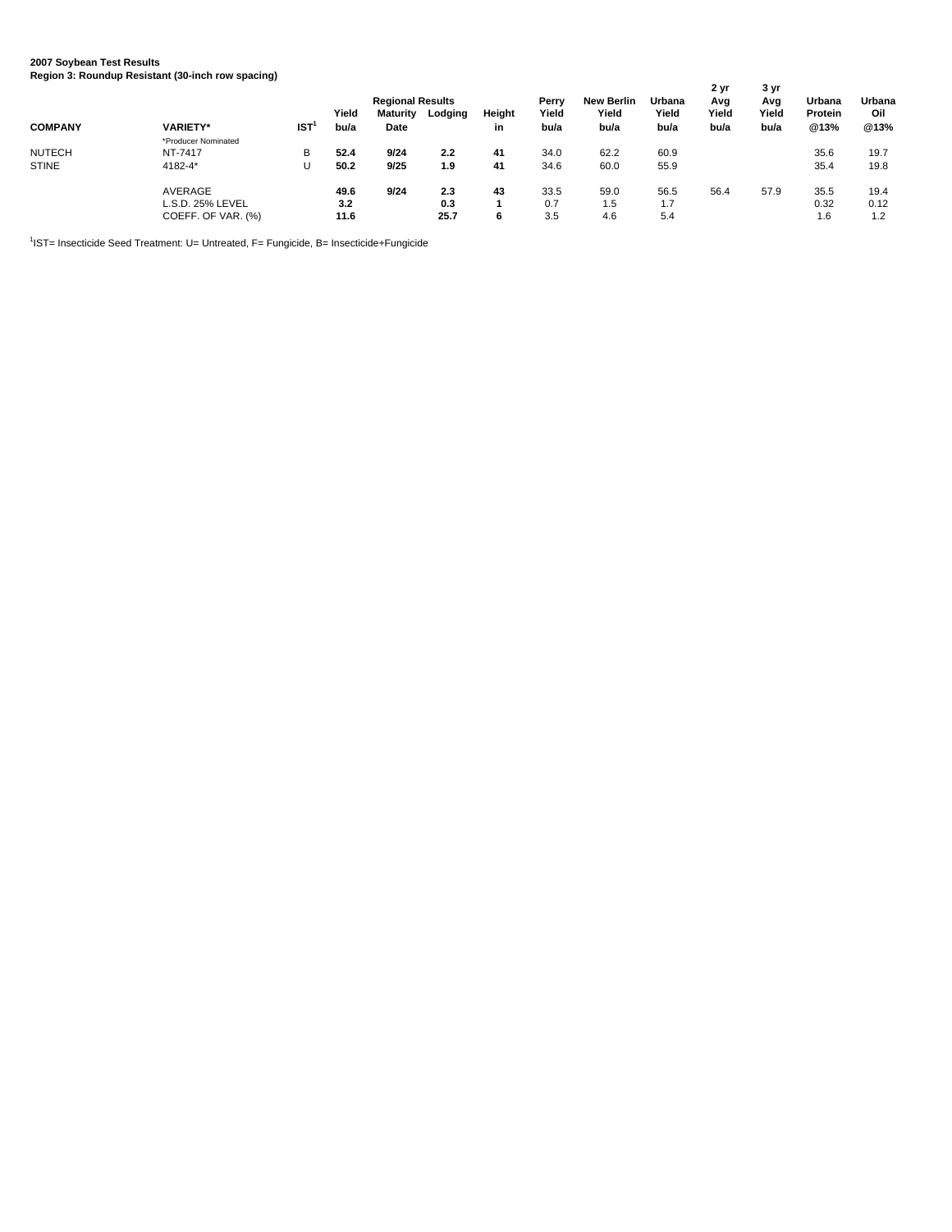**2007 Soybean Test Results**
**Region 3: Roundup Resistant (30-inch row spacing)**

| COMPANY | VARIETY* | IST[1] | Yield bu/a | Regional Results Maturity Date | Lodging | Height in | Perry Yield bu/a | New Berlin Yield bu/a | Urbana Yield bu/a | 2 yr Avg Yield bu/a | 3 yr Avg Yield bu/a | Urbana Protein @13% | Urbana Oil @13% |
|---|---|---|---|---|---|---|---|---|---|---|---|---|---|
| | *Producer Nominated | | | | | | | | | | | | |
| NUTECH | NT-7417 | B | **52.4** | **9/24** | **2.2** | **41** | 34.0 | 62.2 | 60.9 | | | 35.6 | 19.7 |
| STINE | 4182-4* | U | **50.2** | **9/25** | **1.9** | **41** | 34.6 | 60.0 | 55.9 | | | 35.4 | 19.8 |
| | AVERAGE | | **49.6** | **9/24** | **2.3** | **43** | 33.5 | 59.0 | 56.5 | 56.4 | 57.9 | 35.5 | 19.4 |
| | L.S.D. 25% LEVEL | | **3.2** | | **0.3** | **1** | 0.7 | 1.5 | 1.7 | | | 0.32 | 0.12 |
| | COEFF. OF VAR. (%) | | **11.6** | | **25.7** | **6** | 3.5 | 4.6 | 5.4 | | | 1.6 | 1.2 |

[1]IST= Insecticide Seed Treatment: U= Untreated, F= Fungicide, B= Insecticide+Fungicide